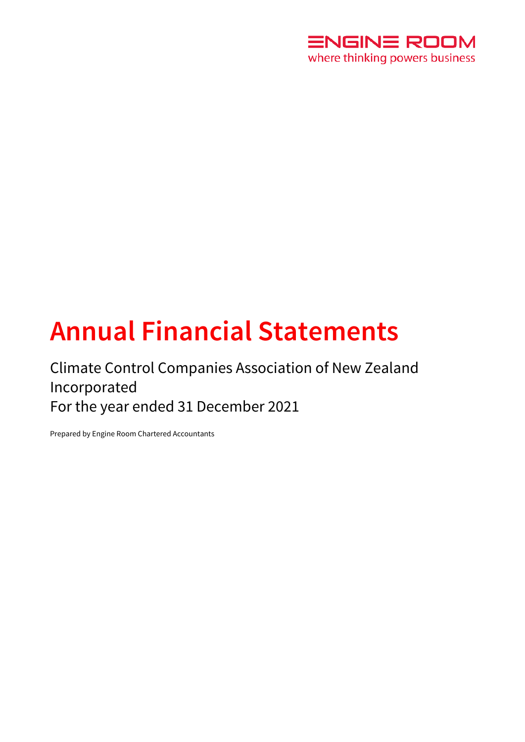ENGINE ROOM
where thinking powers business

# Annual Financial Statements

Climate Control Companies Association of New Zealand Incorporated
For the year ended 31 December 2021

Prepared by Engine Room Chartered Accountants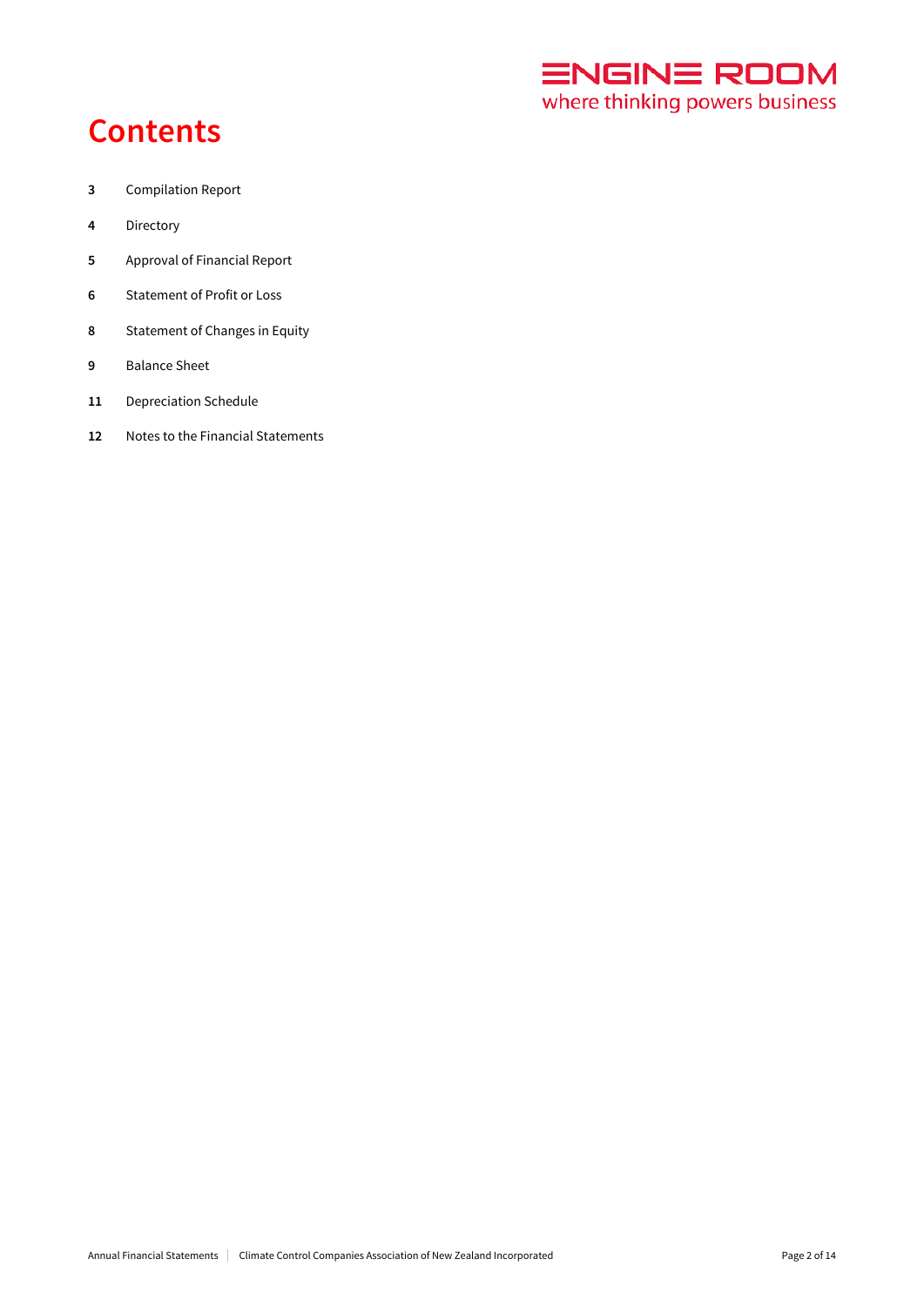# Contents

| | |
|---|---|
| **3** | Compilation Report |
| **4** | Directory |
| **5** | Approval of Financial Report |
| **6** | Statement of Profit or Loss |
| **8** | Statement of Changes in Equity |
| **9** | Balance Sheet |
| **11** | Depreciation Schedule |
| **12** | Notes to the Financial Statements |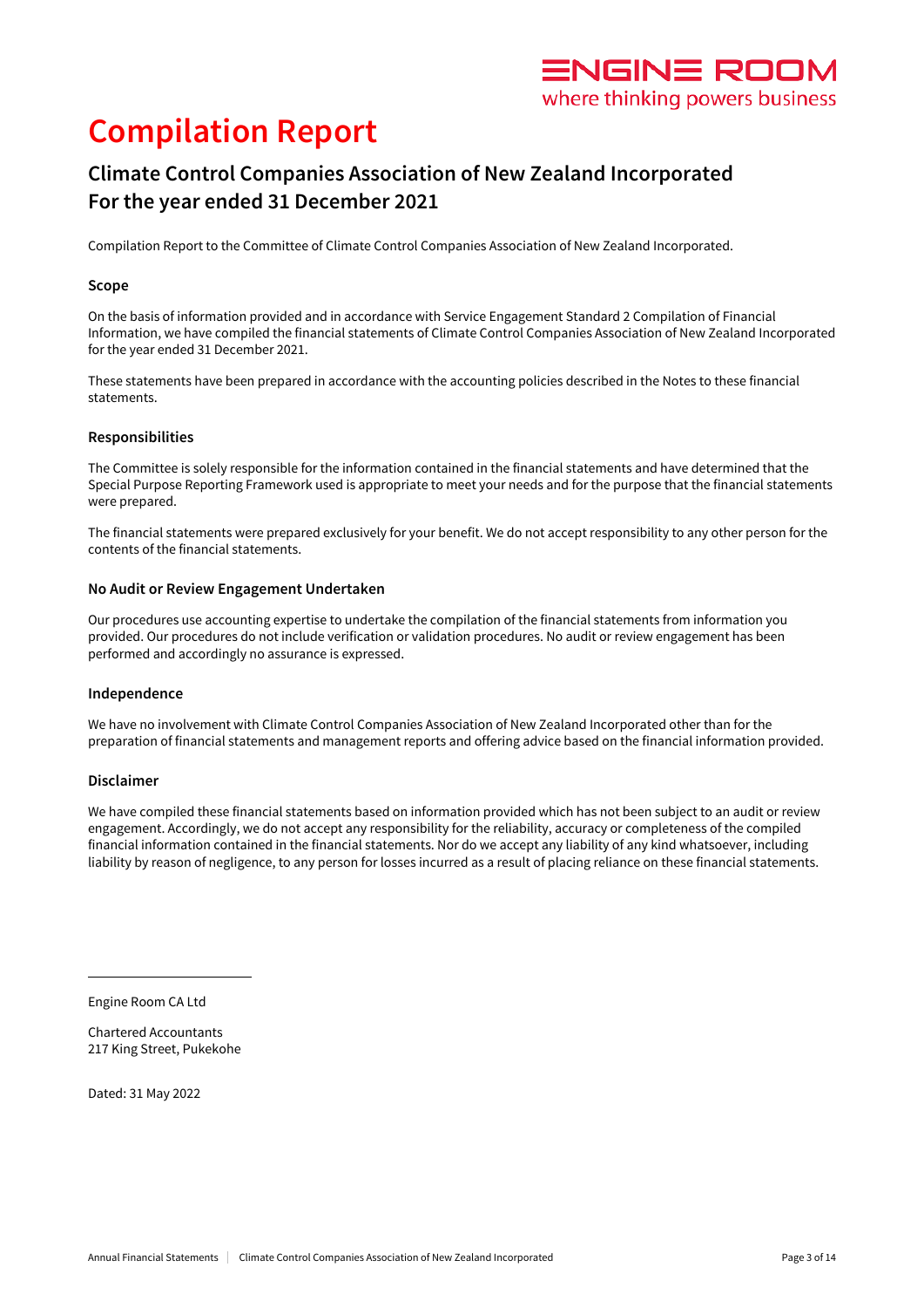# Compilation Report

## Climate Control Companies Association of New Zealand Incorporated
## For the year ended 31 December 2021

Compilation Report to the Committee of Climate Control Companies Association of New Zealand Incorporated.

### Scope

On the basis of information provided and in accordance with Service Engagement Standard 2 Compilation of Financial Information, we have compiled the financial statements of Climate Control Companies Association of New Zealand Incorporated for the year ended 31 December 2021.

These statements have been prepared in accordance with the accounting policies described in the Notes to these financial statements.

### Responsibilities

The Committee is solely responsible for the information contained in the financial statements and have determined that the Special Purpose Reporting Framework used is appropriate to meet your needs and for the purpose that the financial statements were prepared.

The financial statements were prepared exclusively for your benefit. We do not accept responsibility to any other person for the contents of the financial statements.

### No Audit or Review Engagement Undertaken

Our procedures use accounting expertise to undertake the compilation of the financial statements from information you provided. Our procedures do not include verification or validation procedures. No audit or review engagement has been performed and accordingly no assurance is expressed.

### Independence

We have no involvement with Climate Control Companies Association of New Zealand Incorporated other than for the preparation of financial statements and management reports and offering advice based on the financial information provided.

### Disclaimer

We have compiled these financial statements based on information provided which has not been subject to an audit or review engagement. Accordingly, we do not accept any responsibility for the reliability, accuracy or completeness of the compiled financial information contained in the financial statements. Nor do we accept any liability of any kind whatsoever, including liability by reason of negligence, to any person for losses incurred as a result of placing reliance on these financial statements.

Engine Room CA Ltd

Chartered Accountants
217 King Street, Pukekohe

Dated: 31 May 2022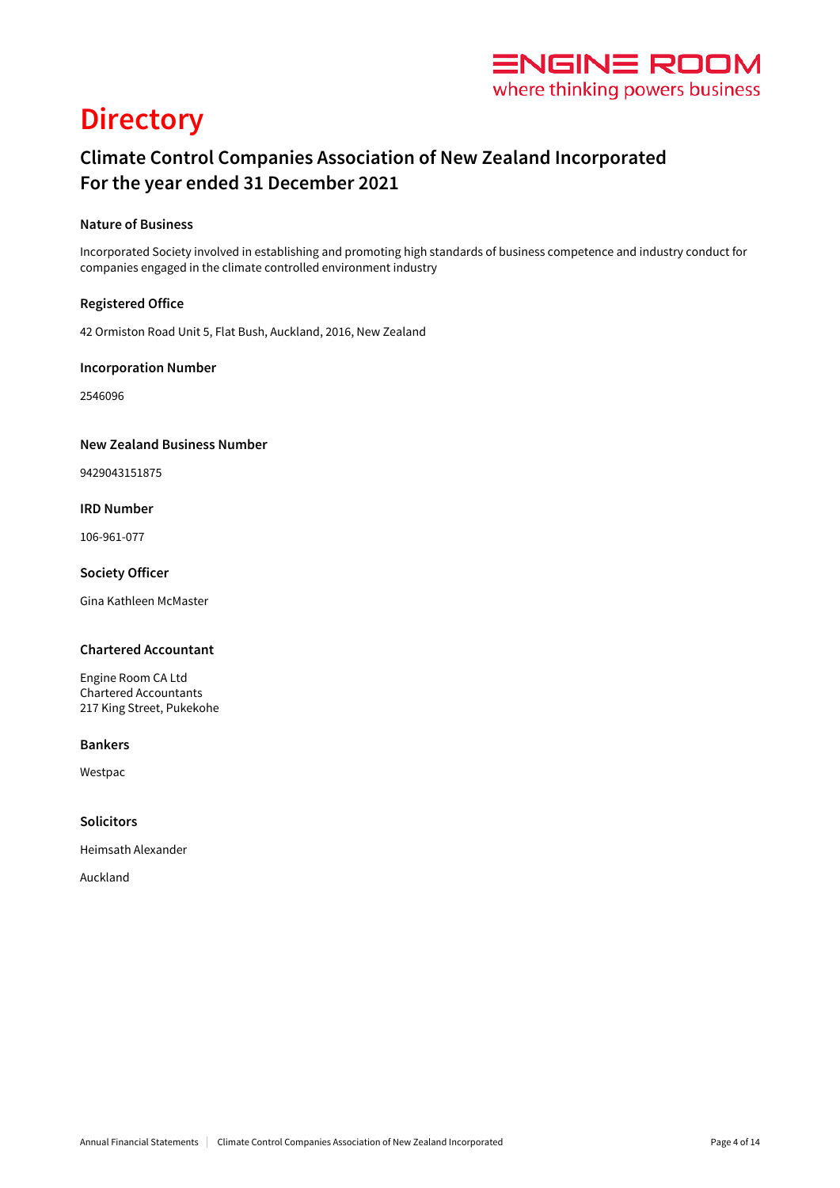# Directory

## Climate Control Companies Association of New Zealand Incorporated
## For the year ended 31 December 2021

### Nature of Business

Incorporated Society involved in establishing and promoting high standards of business competence and industry conduct for companies engaged in the climate controlled environment industry

### Registered Office

42 Ormiston Road Unit 5, Flat Bush, Auckland, 2016, New Zealand

### Incorporation Number

2546096

### New Zealand Business Number

9429043151875

### IRD Number

106-961-077

### Society Officer

Gina Kathleen McMaster

### Chartered Accountant

Engine Room CA Ltd
Chartered Accountants
217 King Street, Pukekohe

### Bankers

Westpac

### Solicitors

Heimsath Alexander

Auckland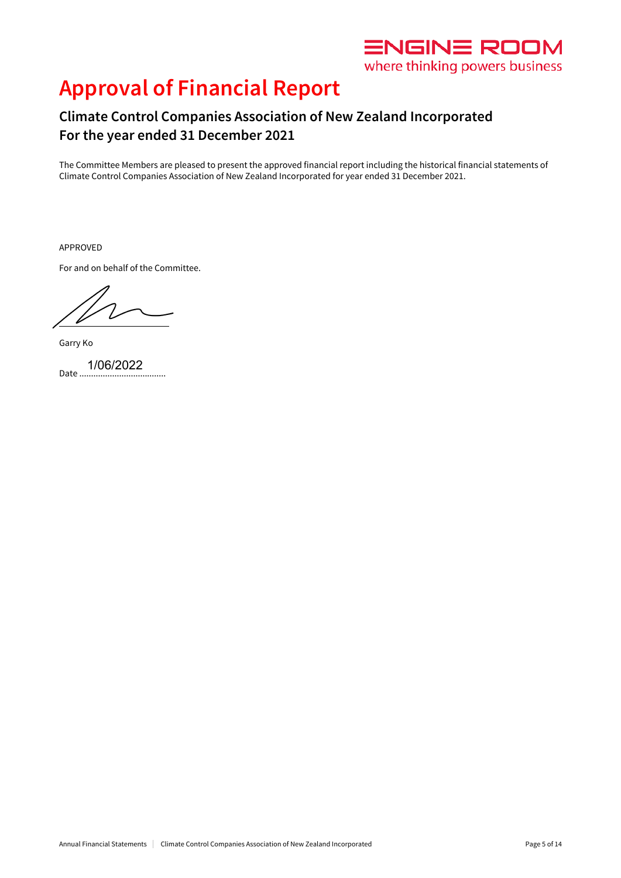# Approval of Financial Report

## Climate Control Companies Association of New Zealand Incorporated
## For the year ended 31 December 2021

The Committee Members are pleased to present the approved financial report including the historical financial statements of Climate Control Companies Association of New Zealand Incorporated for year ended 31 December 2021.

APPROVED

For and on behalf of the Committee.

Garry Ko

Date 1/06/2022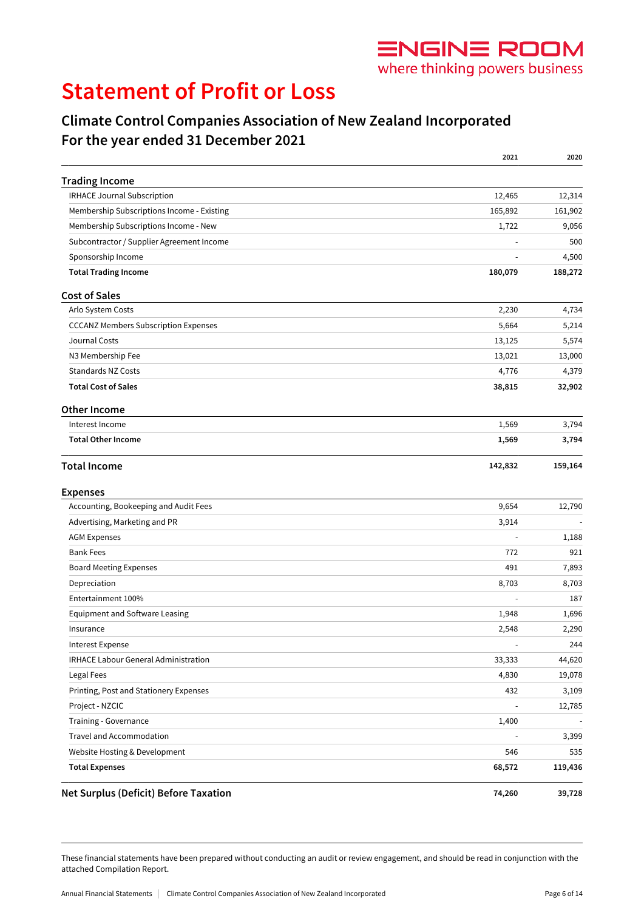ENGINE ROOM
where thinking powers business

# Statement of Profit or Loss

## Climate Control Companies Association of New Zealand Incorporated
## For the year ended 31 December 2021

| | 2021 | 2020 |
|---|---|---|
| **Trading Income** | | |
| IRHACE Journal Subscription | 12,465 | 12,314 |
| Membership Subscriptions Income - Existing | 165,892 | 161,902 |
| Membership Subscriptions Income - New | 1,722 | 9,056 |
| Subcontractor / Supplier Agreement Income | - | 500 |
| Sponsorship Income | - | 4,500 |
| **Total Trading Income** | **180,079** | **188,272** |
| **Cost of Sales** | | |
| Arlo System Costs | 2,230 | 4,734 |
| CCCANZ Members Subscription Expenses | 5,664 | 5,214 |
| Journal Costs | 13,125 | 5,574 |
| N3 Membership Fee | 13,021 | 13,000 |
| Standards NZ Costs | 4,776 | 4,379 |
| **Total Cost of Sales** | **38,815** | **32,902** |
| **Other Income** | | |
| Interest Income | 1,569 | 3,794 |
| **Total Other Income** | **1,569** | **3,794** |
| **Total Income** | **142,832** | **159,164** |
| **Expenses** | | |
| Accounting, Bookeeping and Audit Fees | 9,654 | 12,790 |
| Advertising, Marketing and PR | 3,914 | - |
| AGM Expenses | - | 1,188 |
| Bank Fees | 772 | 921 |
| Board Meeting Expenses | 491 | 7,893 |
| Depreciation | 8,703 | 8,703 |
| Entertainment 100% | - | 187 |
| Equipment and Software Leasing | 1,948 | 1,696 |
| Insurance | 2,548 | 2,290 |
| Interest Expense | - | 244 |
| IRHACE Labour General Administration | 33,333 | 44,620 |
| Legal Fees | 4,830 | 19,078 |
| Printing, Post and Stationery Expenses | 432 | 3,109 |
| Project - NZCIC | - | 12,785 |
| Training - Governance | 1,400 | - |
| Travel and Accommodation | - | 3,399 |
| Website Hosting & Development | 546 | 535 |
| **Total Expenses** | **68,572** | **119,436** |
| **Net Surplus (Deficit) Before Taxation** | **74,260** | **39,728** |

These financial statements have been prepared without conducting an audit or review engagement, and should be read in conjunction with the attached Compilation Report.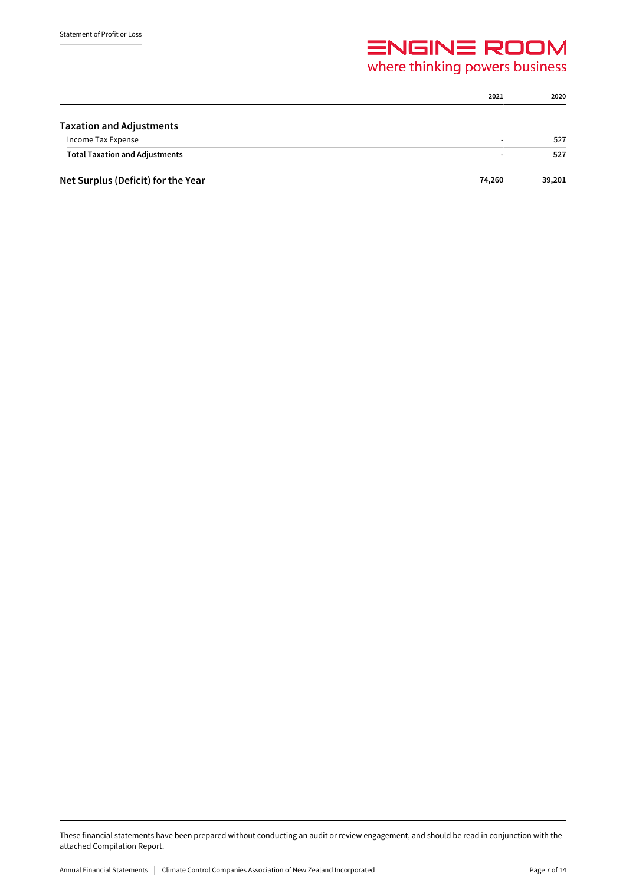| | 2021 | 2020 |
|---|---|---|
| **Taxation and Adjustments** | | |
| Income Tax Expense | - | 527 |
| **Total Taxation and Adjustments** | **-** | **527** |
| **Net Surplus (Deficit) for the Year** | **74,260** | **39,201** |

These financial statements have been prepared without conducting an audit or review engagement, and should be read in conjunction with the attached Compilation Report.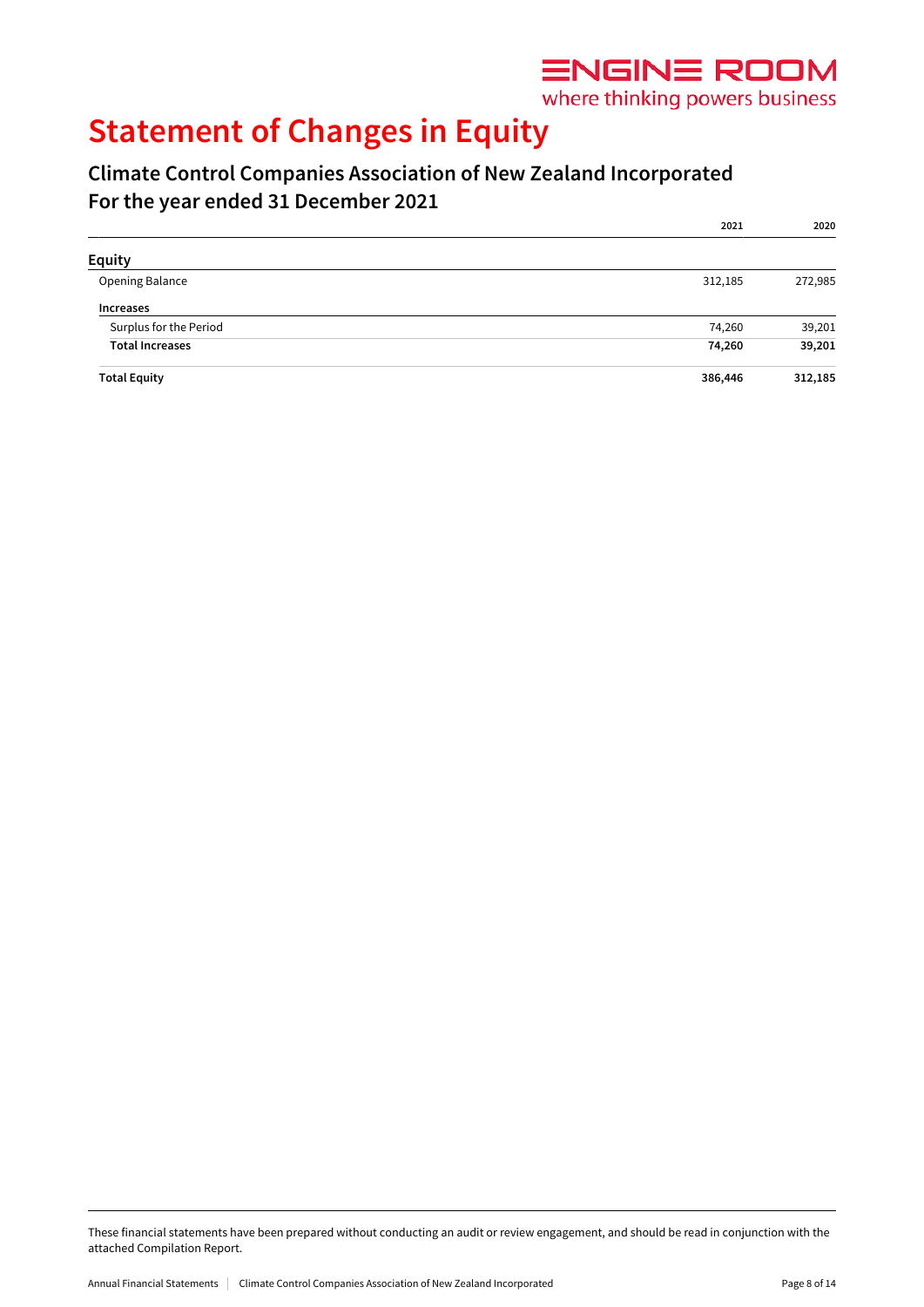# Statement of Changes in Equity

## Climate Control Companies Association of New Zealand Incorporated
## For the year ended 31 December 2021

| | 2021 | 2020 |
|---|---|---|
| **Equity** | | |
| Opening Balance | 312,185 | 272,985 |
| **Increases** | | |
| Surplus for the Period | 74,260 | 39,201 |
| **Total Increases** | **74,260** | **39,201** |
| **Total Equity** | **386,446** | **312,185** |

These financial statements have been prepared without conducting an audit or review engagement, and should be read in conjunction with the attached Compilation Report.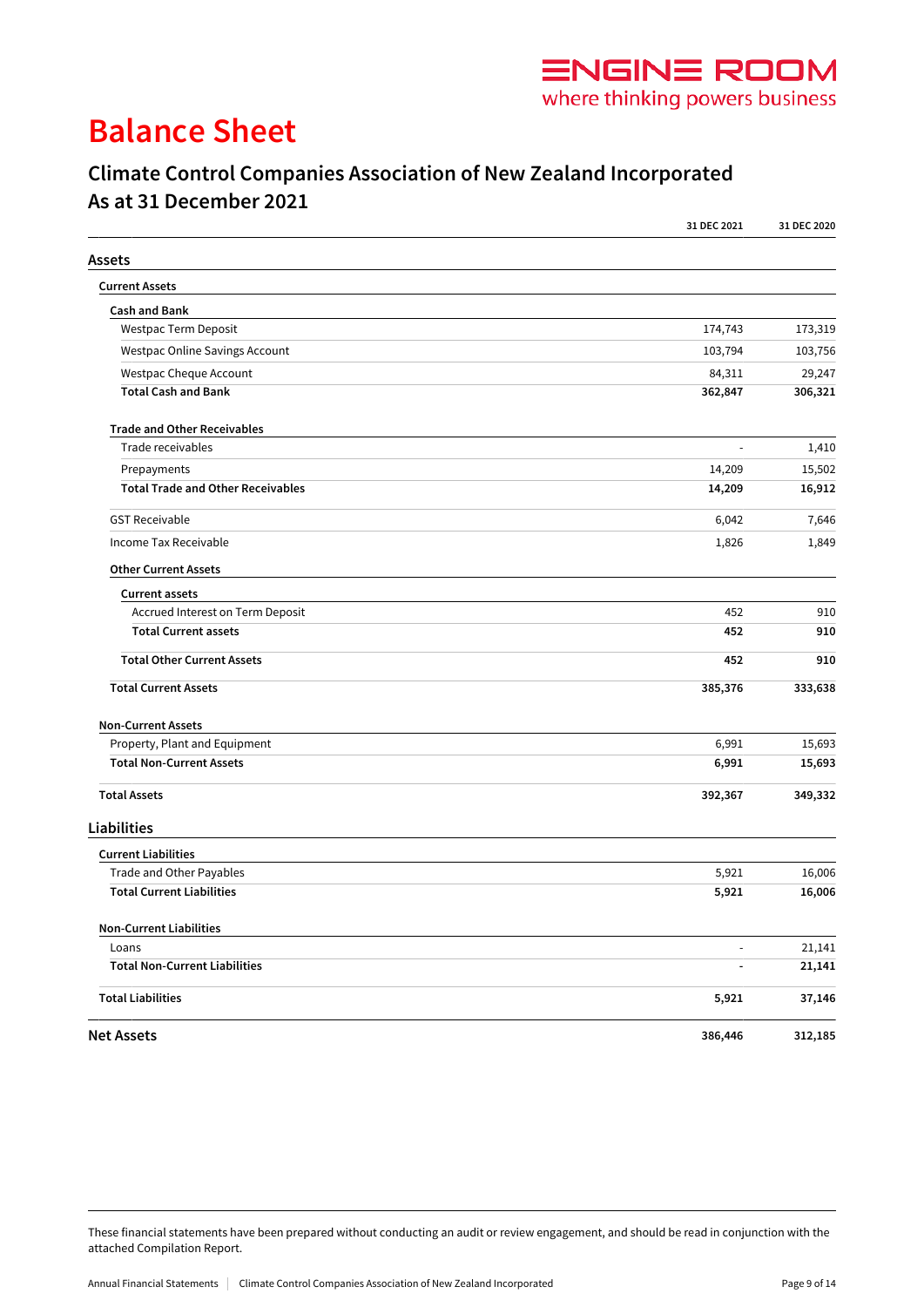ENGINE ROOM
where thinking powers business

# Balance Sheet

## Climate Control Companies Association of New Zealand Incorporated
## As at 31 December 2021

| | 31 DEC 2021 | 31 DEC 2020 |
|---|---|---|
| **Assets** | | |
| **Current Assets** | | |
| **Cash and Bank** | | |
| Westpac Term Deposit | 174,743 | 173,319 |
| Westpac Online Savings Account | 103,794 | 103,756 |
| Westpac Cheque Account | 84,311 | 29,247 |
| **Total Cash and Bank** | **362,847** | **306,321** |
| **Trade and Other Receivables** | | |
| Trade receivables | - | 1,410 |
| Prepayments | 14,209 | 15,502 |
| **Total Trade and Other Receivables** | **14,209** | **16,912** |
| GST Receivable | 6,042 | 7,646 |
| Income Tax Receivable | 1,826 | 1,849 |
| **Other Current Assets** | | |
| **Current assets** | | |
| Accrued Interest on Term Deposit | 452 | 910 |
| **Total Current assets** | **452** | **910** |
| **Total Other Current Assets** | **452** | **910** |
| **Total Current Assets** | **385,376** | **333,638** |
| **Non-Current Assets** | | |
| Property, Plant and Equipment | 6,991 | 15,693 |
| **Total Non-Current Assets** | **6,991** | **15,693** |
| **Total Assets** | **392,367** | **349,332** |
| **Liabilities** | | |
| **Current Liabilities** | | |
| Trade and Other Payables | 5,921 | 16,006 |
| **Total Current Liabilities** | **5,921** | **16,006** |
| **Non-Current Liabilities** | | |
| Loans | - | 21,141 |
| **Total Non-Current Liabilities** | **-** | **21,141** |
| **Total Liabilities** | **5,921** | **37,146** |
| **Net Assets** | **386,446** | **312,185** |

These financial statements have been prepared without conducting an audit or review engagement, and should be read in conjunction with the attached Compilation Report.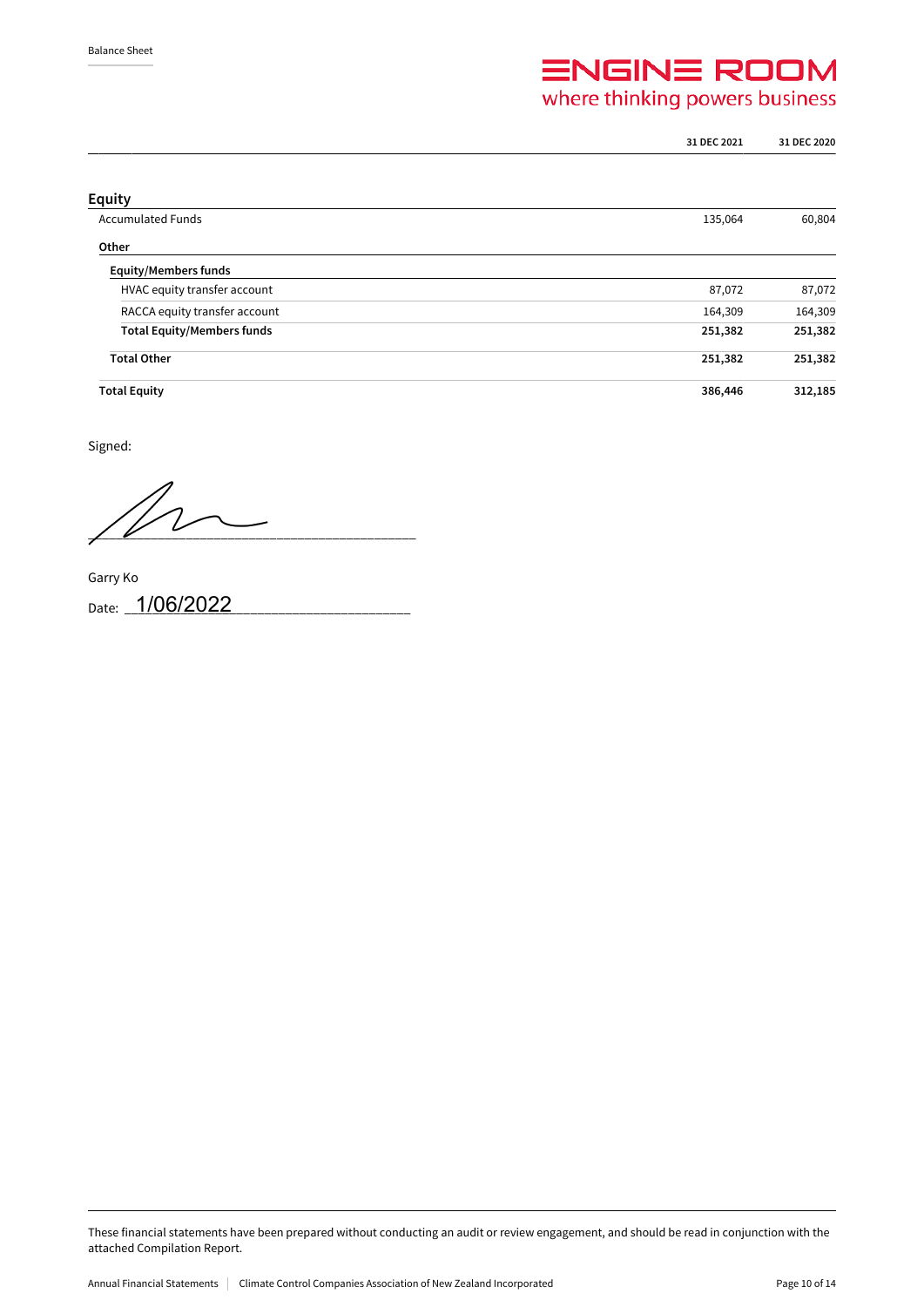Balance Sheet

| | 31 DEC 2021 | 31 DEC 2020 |
|---|---|---|
| **Equity** | | |
| Accumulated Funds | 135,064 | 60,804 |
| **Other** | | |
| **Equity/Members funds** | | |
| HVAC equity transfer account | 87,072 | 87,072 |
| RACCA equity transfer account | 164,309 | 164,309 |
| **Total Equity/Members funds** | **251,382** | **251,382** |
| **Total Other** | **251,382** | **251,382** |
| **Total Equity** | **386,446** | **312,185** |

Signed:

Garry Ko

Date: 1/06/2022

These financial statements have been prepared without conducting an audit or review engagement, and should be read in conjunction with the attached Compilation Report.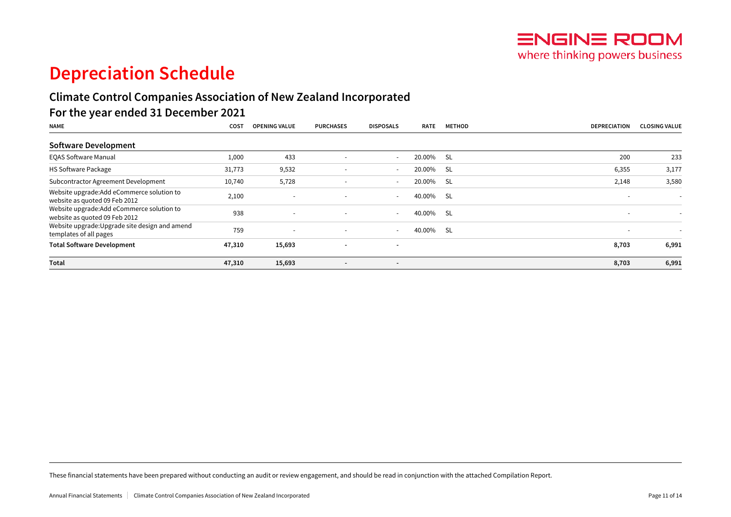# Depreciation Schedule

## Climate Control Companies Association of New Zealand Incorporated

## For the year ended 31 December 2021

| NAME | COST | OPENING VALUE | PURCHASES | DISPOSALS | RATE | METHOD | DEPRECIATION | CLOSING VALUE |
|---|---|---|---|---|---|---|---|---|
| **Software Development** | | | | | | | | |
| EQAS Software Manual | 1,000 | 433 | - | - | 20.00% | SL | 200 | 233 |
| HS Software Package | 31,773 | 9,532 | - | - | 20.00% | SL | 6,355 | 3,177 |
| Subcontractor Agreement Development | 10,740 | 5,728 | - | - | 20.00% | SL | 2,148 | 3,580 |
| Website upgrade:Add eCommerce solution to website as quoted 09 Feb 2012 | 2,100 | - | - | - | 40.00% | SL | - | - |
| Website upgrade:Add eCommerce solution to website as quoted 09 Feb 2012 | 938 | - | - | - | 40.00% | SL | - | - |
| Website upgrade:Upgrade site design and amend templates of all pages | 759 | - | - | - | 40.00% | SL | - | - |
| **Total Software Development** | **47,310** | **15,693** | **-** | **-** | | | **8,703** | **6,991** |
| **Total** | **47,310** | **15,693** | **-** | **-** | | | **8,703** | **6,991** |

These financial statements have been prepared without conducting an audit or review engagement, and should be read in conjunction with the attached Compilation Report.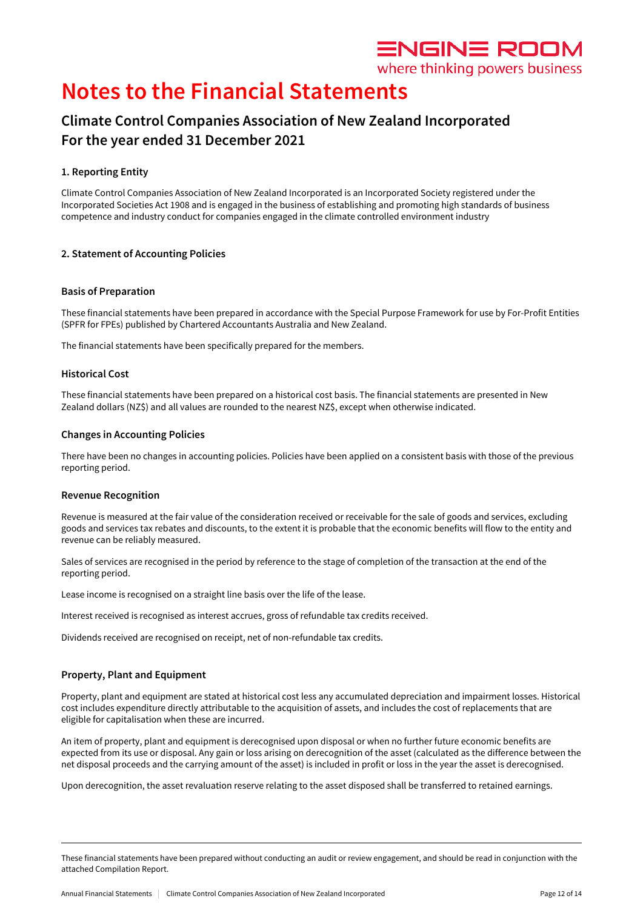# Notes to the Financial Statements

## Climate Control Companies Association of New Zealand Incorporated
## For the year ended 31 December 2021

### 1. Reporting Entity

Climate Control Companies Association of New Zealand Incorporated is an Incorporated Society registered under the Incorporated Societies Act 1908 and is engaged in the business of establishing and promoting high standards of business competence and industry conduct for companies engaged in the climate controlled environment industry

### 2. Statement of Accounting Policies

#### Basis of Preparation

These financial statements have been prepared in accordance with the Special Purpose Framework for use by For-Profit Entities (SPFR for FPEs) published by Chartered Accountants Australia and New Zealand.

The financial statements have been specifically prepared for the members.

#### Historical Cost

These financial statements have been prepared on a historical cost basis. The financial statements are presented in New Zealand dollars (NZ$) and all values are rounded to the nearest NZ$, except when otherwise indicated.

#### Changes in Accounting Policies

There have been no changes in accounting policies. Policies have been applied on a consistent basis with those of the previous reporting period.

#### Revenue Recognition

Revenue is measured at the fair value of the consideration received or receivable for the sale of goods and services, excluding goods and services tax rebates and discounts, to the extent it is probable that the economic benefits will flow to the entity and revenue can be reliably measured.

Sales of services are recognised in the period by reference to the stage of completion of the transaction at the end of the reporting period.

Lease income is recognised on a straight line basis over the life of the lease.

Interest received is recognised as interest accrues, gross of refundable tax credits received.

Dividends received are recognised on receipt, net of non-refundable tax credits.

#### Property, Plant and Equipment

Property, plant and equipment are stated at historical cost less any accumulated depreciation and impairment losses. Historical cost includes expenditure directly attributable to the acquisition of assets, and includes the cost of replacements that are eligible for capitalisation when these are incurred.

An item of property, plant and equipment is derecognised upon disposal or when no further future economic benefits are expected from its use or disposal. Any gain or loss arising on derecognition of the asset (calculated as the difference between the net disposal proceeds and the carrying amount of the asset) is included in profit or loss in the year the asset is derecognised.

Upon derecognition, the asset revaluation reserve relating to the asset disposed shall be transferred to retained earnings.

These financial statements have been prepared without conducting an audit or review engagement, and should be read in conjunction with the attached Compilation Report.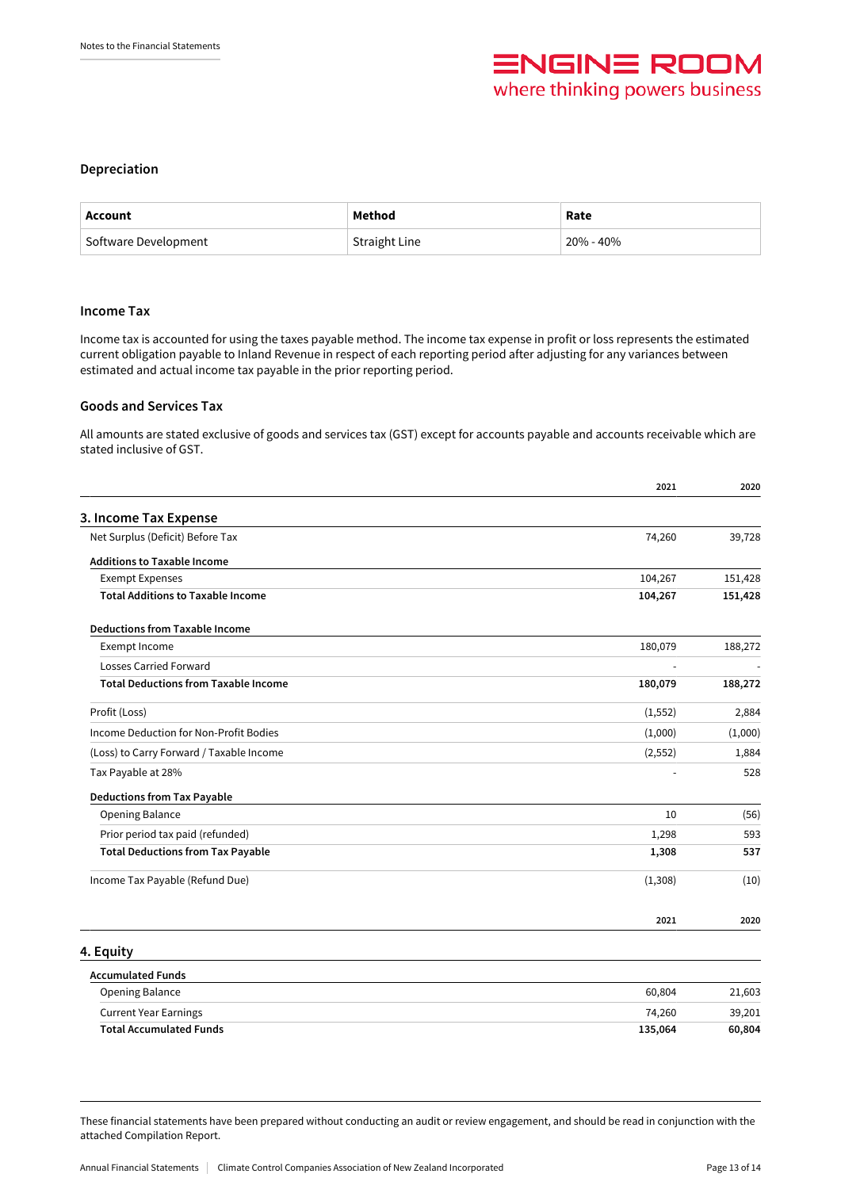### Depreciation

| Account | Method | Rate |
|---|---|---|
| Software Development | Straight Line | 20% - 40% |

### Income Tax

Income tax is accounted for using the taxes payable method. The income tax expense in profit or loss represents the estimated current obligation payable to Inland Revenue in respect of each reporting period after adjusting for any variances between estimated and actual income tax payable in the prior reporting period.

### Goods and Services Tax

All amounts are stated exclusive of goods and services tax (GST) except for accounts payable and accounts receivable which are stated inclusive of GST.

## 3. Income Tax Expense

| | 2021 | 2020 |
|---|---|---|
| Net Surplus (Deficit) Before Tax | 74,260 | 39,728 |
| **Additions to Taxable Income** | | |
| Exempt Expenses | 104,267 | 151,428 |
| **Total Additions to Taxable Income** | **104,267** | **151,428** |
| **Deductions from Taxable Income** | | |
| Exempt Income | 180,079 | 188,272 |
| Losses Carried Forward | - | - |
| **Total Deductions from Taxable Income** | **180,079** | **188,272** |
| Profit (Loss) | (1,552) | 2,884 |
| Income Deduction for Non-Profit Bodies | (1,000) | (1,000) |
| (Loss) to Carry Forward / Taxable Income | (2,552) | 1,884 |
| Tax Payable at 28% | - | 528 |
| **Deductions from Tax Payable** | | |
| Opening Balance | 10 | (56) |
| Prior period tax paid (refunded) | 1,298 | 593 |
| **Total Deductions from Tax Payable** | **1,308** | **537** |
| Income Tax Payable (Refund Due) | (1,308) | (10) |

## 4. Equity

| | 2021 | 2020 |
|---|---|---|
| **Accumulated Funds** | | |
| Opening Balance | 60,804 | 21,603 |
| Current Year Earnings | 74,260 | 39,201 |
| **Total Accumulated Funds** | **135,064** | **60,804** |

These financial statements have been prepared without conducting an audit or review engagement, and should be read in conjunction with the attached Compilation Report.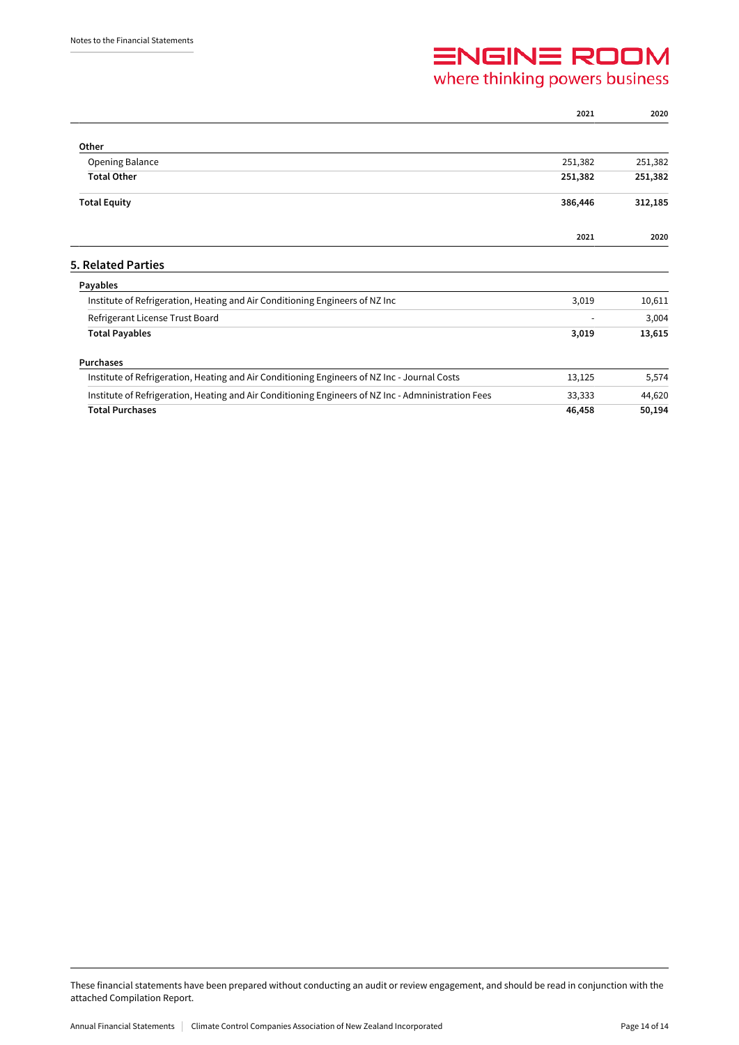| | 2021 | 2020 |
|---|---|---|
| **Other** | | |
| Opening Balance | 251,382 | 251,382 |
| **Total Other** | **251,382** | **251,382** |
| **Total Equity** | **386,446** | **312,185** |

## 5. Related Parties

| | 2021 | 2020 |
|---|---|---|
| **Payables** | | |
| Institute of Refrigeration, Heating and Air Conditioning Engineers of NZ Inc | 3,019 | 10,611 |
| Refrigerant License Trust Board | - | 3,004 |
| **Total Payables** | **3,019** | **13,615** |
| **Purchases** | | |
| Institute of Refrigeration, Heating and Air Conditioning Engineers of NZ Inc - Journal Costs | 13,125 | 5,574 |
| Institute of Refrigeration, Heating and Air Conditioning Engineers of NZ Inc - Admninistration Fees | 33,333 | 44,620 |
| **Total Purchases** | **46,458** | **50,194** |

These financial statements have been prepared without conducting an audit or review engagement, and should be read in conjunction with the attached Compilation Report.